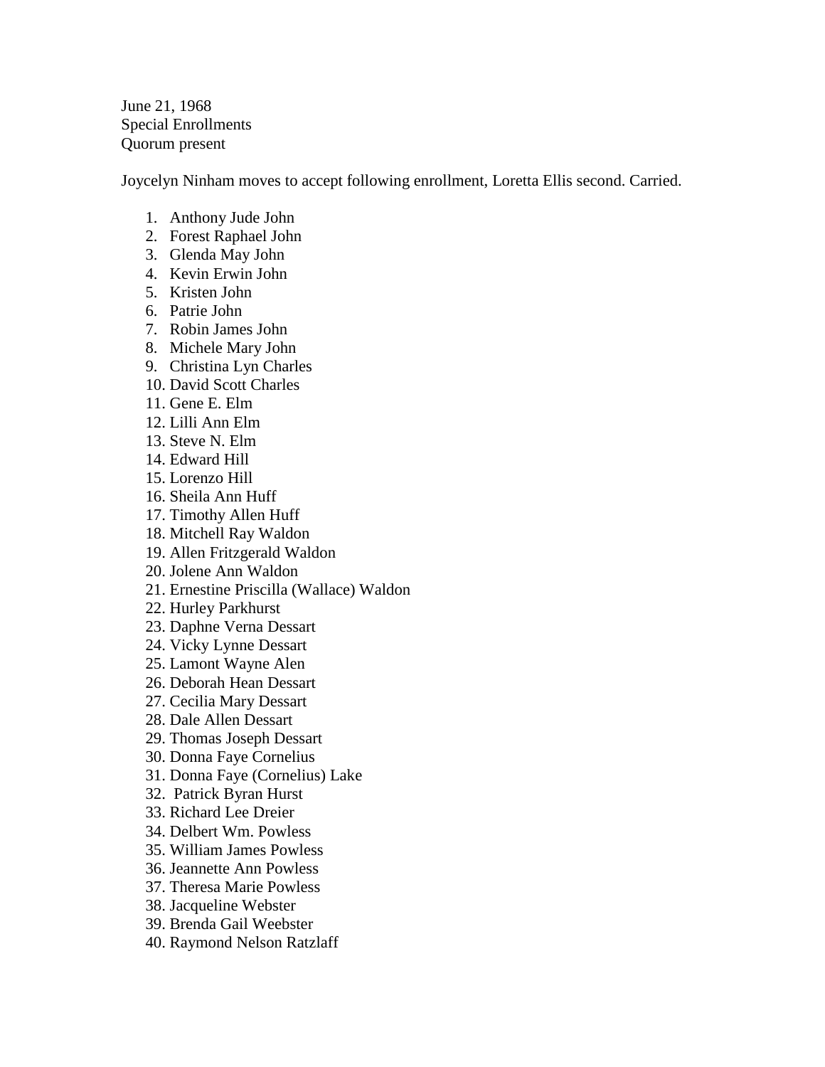June 21, 1968
Special Enrollments
Quorum present

Joycelyn Ninham moves to accept following enrollment, Loretta Ellis second. Carried.

1. Anthony Jude John
2. Forest Raphael John
3. Glenda May John
4. Kevin Erwin John
5. Kristen John
6. Patrie John
7. Robin James John
8. Michele Mary John
9. Christina Lyn Charles
10. David Scott Charles
11. Gene E. Elm
12. Lilli Ann Elm
13. Steve N. Elm
14. Edward Hill
15. Lorenzo Hill
16. Sheila Ann Huff
17. Timothy Allen Huff
18. Mitchell Ray Waldon
19. Allen Fritzgerald Waldon
20. Jolene Ann Waldon
21. Ernestine Priscilla (Wallace) Waldon
22. Hurley Parkhurst
23. Daphne Verna Dessart
24. Vicky Lynne Dessart
25. Lamont Wayne Alen
26. Deborah Hean Dessart
27. Cecilia Mary Dessart
28. Dale Allen Dessart
29. Thomas Joseph Dessart
30. Donna Faye Cornelius
31. Donna Faye (Cornelius) Lake
32. Patrick Byran Hurst
33. Richard Lee Dreier
34. Delbert Wm. Powless
35. William James Powless
36. Jeannette Ann Powless
37. Theresa Marie Powless
38. Jacqueline Webster
39. Brenda Gail Weebster
40. Raymond Nelson Ratzlaff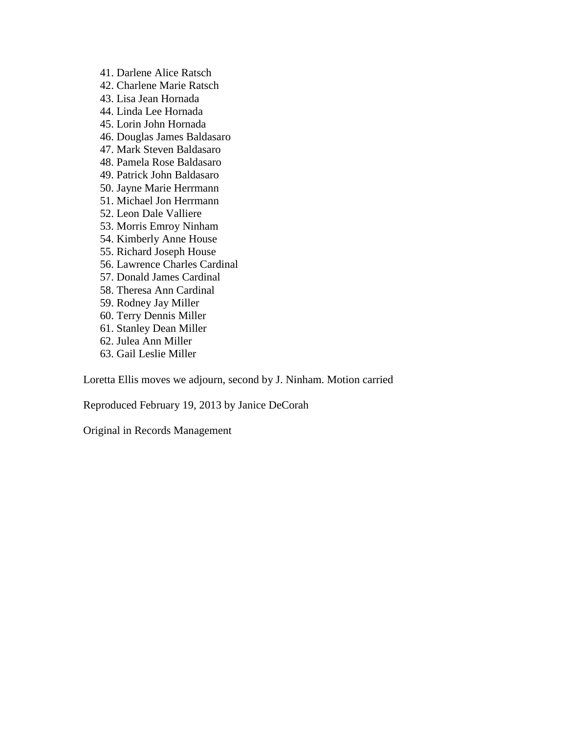41. Darlene Alice Ratsch
42. Charlene Marie Ratsch
43. Lisa Jean Hornada
44. Linda Lee Hornada
45. Lorin John Hornada
46. Douglas James Baldasaro
47. Mark Steven Baldasaro
48. Pamela Rose Baldasaro
49. Patrick John Baldasaro
50. Jayne Marie Herrmann
51. Michael Jon Herrmann
52. Leon Dale Valliere
53. Morris Emroy Ninham
54. Kimberly Anne House
55. Richard Joseph House
56. Lawrence Charles Cardinal
57. Donald James Cardinal
58. Theresa Ann Cardinal
59. Rodney Jay Miller
60. Terry Dennis Miller
61. Stanley Dean Miller
62. Julea Ann Miller
63. Gail Leslie Miller

Loretta Ellis moves we adjourn, second by J. Ninham. Motion carried

Reproduced February 19, 2013 by Janice DeCorah

Original in Records Management